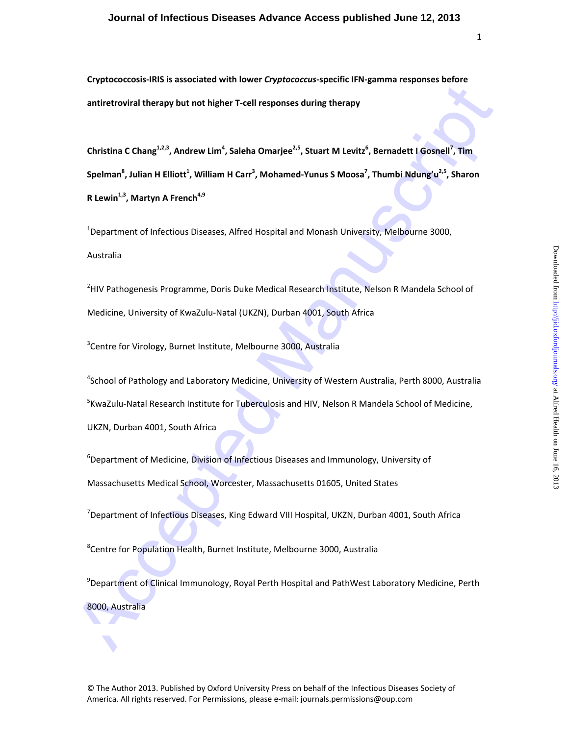**Cryptococcosis-IRIS is associated with lower *Cryptococcus*-specific IFN-gamma responses before antiretroviral therapy but not higher T-cell responses during therapy**

**Christina C Chang[1,2,3], Andrew Lim[4], Saleha Omarjee[2,5], Stuart M Levitz[6], Bernadett I Gosnell[7], Tim Spelman[8], Julian H Elliott[1], William H Carr[3], Mohamed-Yunus S Moosa[7], Thumbi Ndung'u[2,5], Sharon R Lewin[1,3], Martyn A French[4,9]**

[1]Department of Infectious Diseases, Alfred Hospital and Monash University, Melbourne 3000, Australia

[2]HIV Pathogenesis Programme, Doris Duke Medical Research Institute, Nelson R Mandela School of Medicine, University of KwaZulu-Natal (UKZN), Durban 4001, South Africa

[3]Centre for Virology, Burnet Institute, Melbourne 3000, Australia

[4]School of Pathology and Laboratory Medicine, University of Western Australia, Perth 8000, Australia

[5]KwaZulu-Natal Research Institute for Tuberculosis and HIV, Nelson R Mandela School of Medicine, UKZN, Durban 4001, South Africa

[6]Department of Medicine, Division of Infectious Diseases and Immunology, University of Massachusetts Medical School, Worcester, Massachusetts 01605, United States

[7]Department of Infectious Diseases, King Edward VIII Hospital, UKZN, Durban 4001, South Africa

[8]Centre for Population Health, Burnet Institute, Melbourne 3000, Australia

[9]Department of Clinical Immunology, Royal Perth Hospital and PathWest Laboratory Medicine, Perth 8000, Australia

© The Author 2013. Published by Oxford University Press on behalf of the Infectious Diseases Society of America. All rights reserved. For Permissions, please e-mail: journals.permissions@oup.com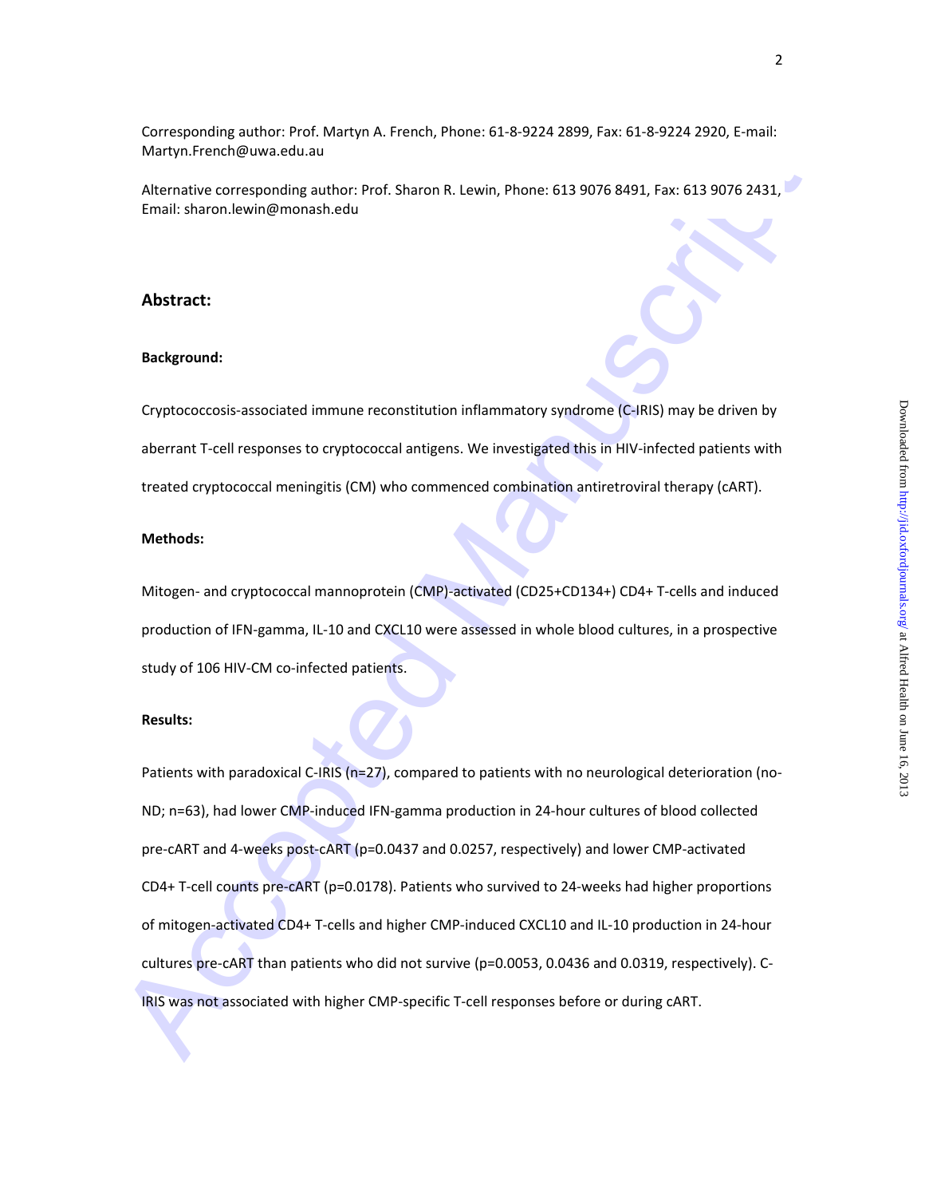Corresponding author: Prof. Martyn A. French, Phone: 61-8-9224 2899, Fax: 61-8-9224 2920, E-mail: Martyn.French@uwa.edu.au

Alternative corresponding author: Prof. Sharon R. Lewin, Phone: 613 9076 8491, Fax: 613 9076 2431, Email: sharon.lewin@monash.edu

## Abstract:

**Background:**

Cryptococcosis-associated immune reconstitution inflammatory syndrome (C-IRIS) may be driven by aberrant T-cell responses to cryptococcal antigens. We investigated this in HIV-infected patients with treated cryptococcal meningitis (CM) who commenced combination antiretroviral therapy (cART).

**Methods:**

Mitogen- and cryptococcal mannoprotein (CMP)-activated (CD25+CD134+) CD4+ T-cells and induced production of IFN-gamma, IL-10 and CXCL10 were assessed in whole blood cultures, in a prospective study of 106 HIV-CM co-infected patients.

**Results:**

Patients with paradoxical C-IRIS (n=27), compared to patients with no neurological deterioration (no-ND; n=63), had lower CMP-induced IFN-gamma production in 24-hour cultures of blood collected pre-cART and 4-weeks post-cART (p=0.0437 and 0.0257, respectively) and lower CMP-activated CD4+ T-cell counts pre-cART (p=0.0178). Patients who survived to 24-weeks had higher proportions of mitogen-activated CD4+ T-cells and higher CMP-induced CXCL10 and IL-10 production in 24-hour cultures pre-cART than patients who did not survive (p=0.0053, 0.0436 and 0.0319, respectively). C-IRIS was not associated with higher CMP-specific T-cell responses before or during cART.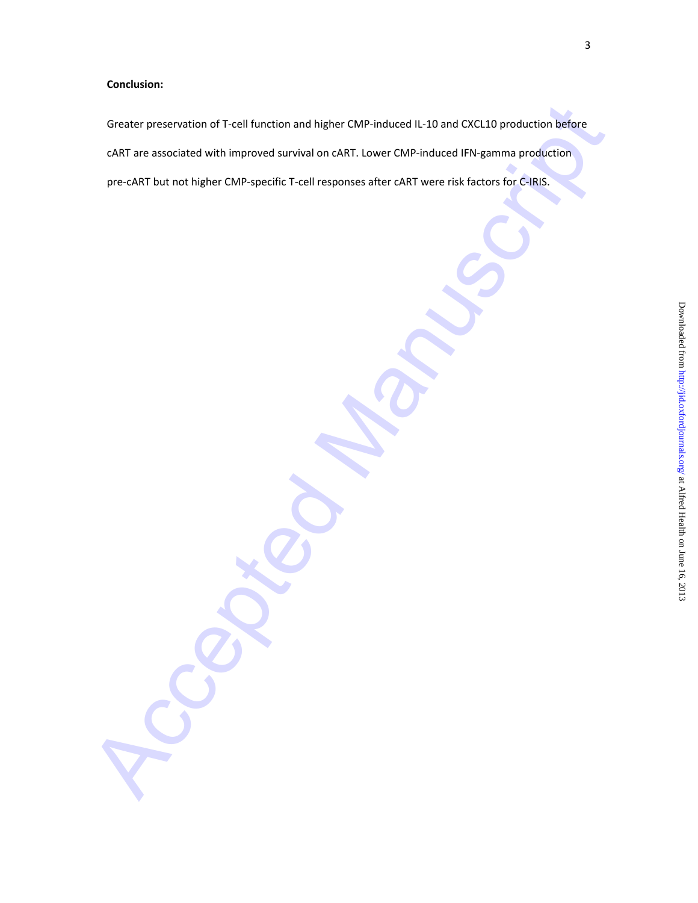**Conclusion:**

Greater preservation of T-cell function and higher CMP-induced IL-10 and CXCL10 production before cART are associated with improved survival on cART. Lower CMP-induced IFN-gamma production pre-cART but not higher CMP-specific T-cell responses after cART were risk factors for C-IRIS.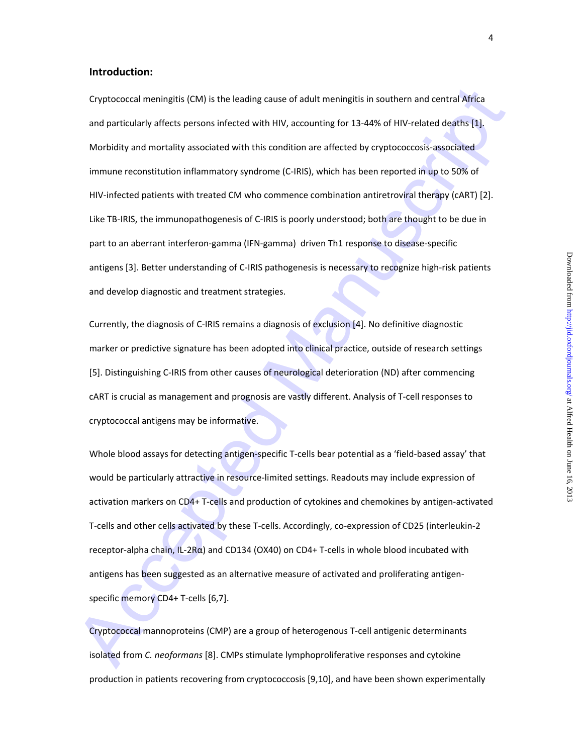## Introduction:

Cryptococcal meningitis (CM) is the leading cause of adult meningitis in southern and central Africa and particularly affects persons infected with HIV, accounting for 13-44% of HIV-related deaths [1]. Morbidity and mortality associated with this condition are affected by cryptococcosis-associated immune reconstitution inflammatory syndrome (C-IRIS), which has been reported in up to 50% of HIV-infected patients with treated CM who commence combination antiretroviral therapy (cART) [2]. Like TB-IRIS, the immunopathogenesis of C-IRIS is poorly understood; both are thought to be due in part to an aberrant interferon-gamma (IFN-gamma) driven Th1 response to disease-specific antigens [3]. Better understanding of C-IRIS pathogenesis is necessary to recognize high-risk patients and develop diagnostic and treatment strategies.

Currently, the diagnosis of C-IRIS remains a diagnosis of exclusion [4]. No definitive diagnostic marker or predictive signature has been adopted into clinical practice, outside of research settings [5]. Distinguishing C-IRIS from other causes of neurological deterioration (ND) after commencing cART is crucial as management and prognosis are vastly different. Analysis of T-cell responses to cryptococcal antigens may be informative.

Whole blood assays for detecting antigen-specific T-cells bear potential as a 'field-based assay' that would be particularly attractive in resource-limited settings. Readouts may include expression of activation markers on CD4+ T-cells and production of cytokines and chemokines by antigen-activated T-cells and other cells activated by these T-cells. Accordingly, co-expression of CD25 (interleukin-2 receptor-alpha chain, IL-2Rα) and CD134 (OX40) on CD4+ T-cells in whole blood incubated with antigens has been suggested as an alternative measure of activated and proliferating antigen-specific memory CD4+ T-cells [6,7].

Cryptococcal mannoproteins (CMP) are a group of heterogenous T-cell antigenic determinants isolated from *C. neoformans* [8]. CMPs stimulate lymphoproliferative responses and cytokine production in patients recovering from cryptococcosis [9,10], and have been shown experimentally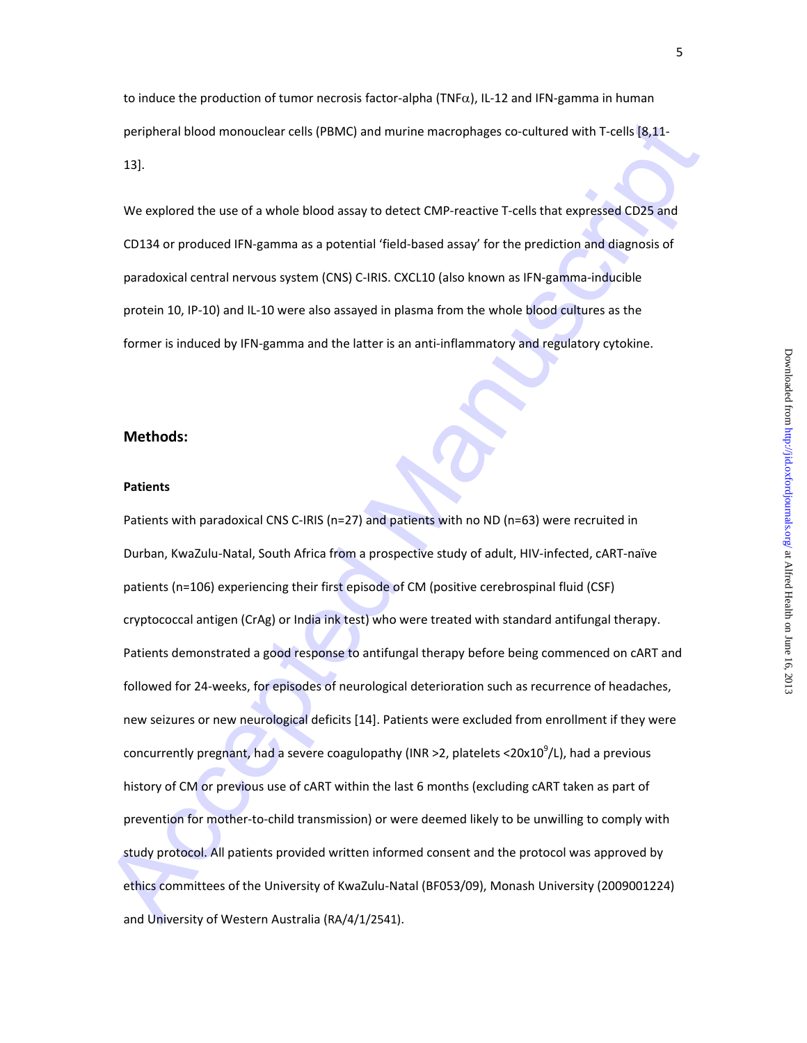to induce the production of tumor necrosis factor-alpha (TNF$\alpha$), IL-12 and IFN-gamma in human peripheral blood monouclear cells (PBMC) and murine macrophages co-cultured with T-cells [8,11-13].

We explored the use of a whole blood assay to detect CMP-reactive T-cells that expressed CD25 and CD134 or produced IFN-gamma as a potential 'field-based assay' for the prediction and diagnosis of paradoxical central nervous system (CNS) C-IRIS. CXCL10 (also known as IFN-gamma-inducible protein 10, IP-10) and IL-10 were also assayed in plasma from the whole blood cultures as the former is induced by IFN-gamma and the latter is an anti-inflammatory and regulatory cytokine.

## Methods:

### Patients

Patients with paradoxical CNS C-IRIS (n=27) and patients with no ND (n=63) were recruited in Durban, KwaZulu-Natal, South Africa from a prospective study of adult, HIV-infected, cART-naïve patients (n=106) experiencing their first episode of CM (positive cerebrospinal fluid (CSF) cryptococcal antigen (CrAg) or India ink test) who were treated with standard antifungal therapy. Patients demonstrated a good response to antifungal therapy before being commenced on cART and followed for 24-weeks, for episodes of neurological deterioration such as recurrence of headaches, new seizures or new neurological deficits [14]. Patients were excluded from enrollment if they were concurrently pregnant, had a severe coagulopathy (INR >2, platelets <$20 \times 10^9$/L), had a previous history of CM or previous use of cART within the last 6 months (excluding cART taken as part of prevention for mother-to-child transmission) or were deemed likely to be unwilling to comply with study protocol. All patients provided written informed consent and the protocol was approved by ethics committees of the University of KwaZulu-Natal (BF053/09), Monash University (2009001224) and University of Western Australia (RA/4/1/2541).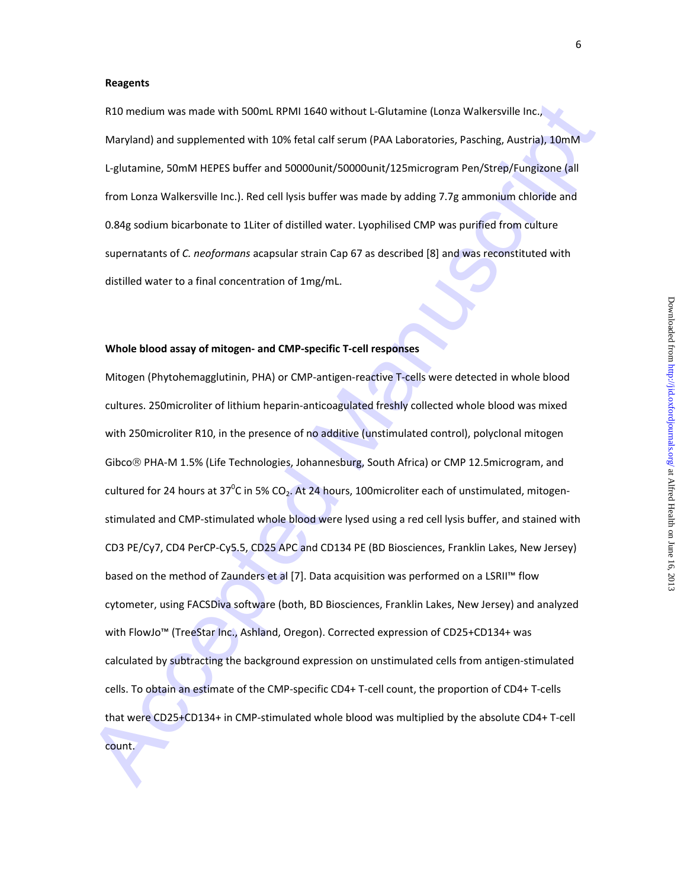**Reagents**

R10 medium was made with 500mL RPMI 1640 without L-Glutamine (Lonza Walkersville Inc., Maryland) and supplemented with 10% fetal calf serum (PAA Laboratories, Pasching, Austria), 10mM L-glutamine, 50mM HEPES buffer and 50000unit/50000unit/125microgram Pen/Strep/Fungizone (all from Lonza Walkersville Inc.). Red cell lysis buffer was made by adding 7.7g ammonium chloride and 0.84g sodium bicarbonate to 1Liter of distilled water. Lyophilised CMP was purified from culture supernatants of *C. neoformans* acapsular strain Cap 67 as described [8] and was reconstituted with distilled water to a final concentration of 1mg/mL.

**Whole blood assay of mitogen- and CMP-specific T-cell responses**

Mitogen (Phytohemagglutinin, PHA) or CMP-antigen-reactive T-cells were detected in whole blood cultures. 250microliter of lithium heparin-anticoagulated freshly collected whole blood was mixed with 250microliter R10, in the presence of no additive (unstimulated control), polyclonal mitogen Gibco® PHA-M 1.5% (Life Technologies, Johannesburg, South Africa) or CMP 12.5microgram, and cultured for 24 hours at $37^0$C in 5% $CO_2$. At 24 hours, 100microliter each of unstimulated, mitogen-stimulated and CMP-stimulated whole blood were lysed using a red cell lysis buffer, and stained with CD3 PE/Cy7, CD4 PerCP-Cy5.5, CD25 APC and CD134 PE (BD Biosciences, Franklin Lakes, New Jersey) based on the method of Zaunders et al [7]. Data acquisition was performed on a LSRII™ flow cytometer, using FACSDiva software (both, BD Biosciences, Franklin Lakes, New Jersey) and analyzed with FlowJo™ (TreeStar Inc., Ashland, Oregon). Corrected expression of CD25+CD134+ was calculated by subtracting the background expression on unstimulated cells from antigen-stimulated cells. To obtain an estimate of the CMP-specific CD4+ T-cell count, the proportion of CD4+ T-cells that were CD25+CD134+ in CMP-stimulated whole blood was multiplied by the absolute CD4+ T-cell count.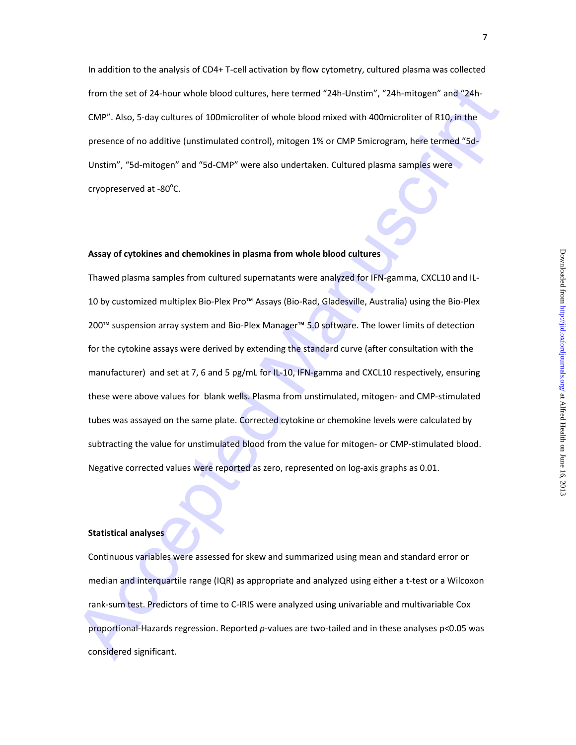In addition to the analysis of CD4+ T-cell activation by flow cytometry, cultured plasma was collected from the set of 24-hour whole blood cultures, here termed "24h-Unstim", "24h-mitogen" and "24h-CMP". Also, 5-day cultures of 100microliter of whole blood mixed with 400microliter of R10, in the presence of no additive (unstimulated control), mitogen 1% or CMP 5microgram, here termed "5d-Unstim", "5d-mitogen" and "5d-CMP" were also undertaken. Cultured plasma samples were cryopreserved at -80°C.

**Assay of cytokines and chemokines in plasma from whole blood cultures**

Thawed plasma samples from cultured supernatants were analyzed for IFN-gamma, CXCL10 and IL-10 by customized multiplex Bio-Plex Pro™ Assays (Bio-Rad, Gladesville, Australia) using the Bio-Plex 200™ suspension array system and Bio-Plex Manager™ 5.0 software. The lower limits of detection for the cytokine assays were derived by extending the standard curve (after consultation with the manufacturer) and set at 7, 6 and 5 pg/mL for IL-10, IFN-gamma and CXCL10 respectively, ensuring these were above values for blank wells. Plasma from unstimulated, mitogen- and CMP-stimulated tubes was assayed on the same plate. Corrected cytokine or chemokine levels were calculated by subtracting the value for unstimulated blood from the value for mitogen- or CMP-stimulated blood. Negative corrected values were reported as zero, represented on log-axis graphs as 0.01.

**Statistical analyses**

Continuous variables were assessed for skew and summarized using mean and standard error or median and interquartile range (IQR) as appropriate and analyzed using either a t-test or a Wilcoxon rank-sum test. Predictors of time to C-IRIS were analyzed using univariable and multivariable Cox proportional-Hazards regression. Reported *p*-values are two-tailed and in these analyses $p<0.05$ was considered significant.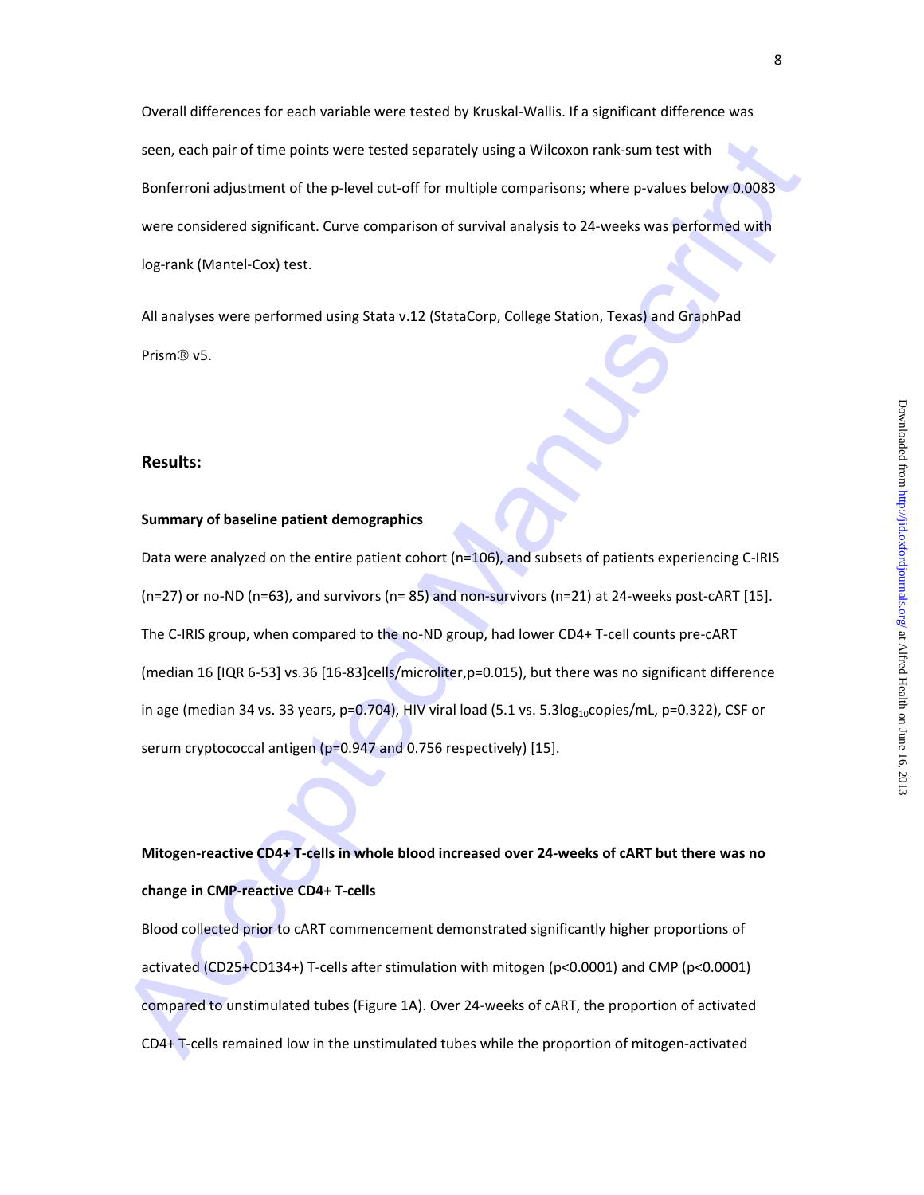Overall differences for each variable were tested by Kruskal-Wallis. If a significant difference was seen, each pair of time points were tested separately using a Wilcoxon rank-sum test with Bonferroni adjustment of the p-level cut-off for multiple comparisons; where p-values below 0.0083 were considered significant. Curve comparison of survival analysis to 24-weeks was performed with log-rank (Mantel-Cox) test.

All analyses were performed using Stata v.12 (StataCorp, College Station, Texas) and GraphPad Prism® v5.

## Results:

### Summary of baseline patient demographics

Data were analyzed on the entire patient cohort (n=106), and subsets of patients experiencing C-IRIS (n=27) or no-ND (n=63), and survivors (n= 85) and non-survivors (n=21) at 24-weeks post-cART [15]. The C-IRIS group, when compared to the no-ND group, had lower CD4+ T-cell counts pre-cART (median 16 [IQR 6-53] vs.36 [16-83]cells/microliter,p=0.015), but there was no significant difference in age (median 34 vs. 33 years, p=0.704), HIV viral load (5.1 vs. 5.3$\log_{10}$copies/mL, p=0.322), CSF or serum cryptococcal antigen (p=0.947 and 0.756 respectively) [15].

### Mitogen-reactive CD4+ T-cells in whole blood increased over 24-weeks of cART but there was no change in CMP-reactive CD4+ T-cells

Blood collected prior to cART commencement demonstrated significantly higher proportions of activated (CD25+CD134+) T-cells after stimulation with mitogen (p<0.0001) and CMP (p<0.0001) compared to unstimulated tubes (Figure 1A). Over 24-weeks of cART, the proportion of activated CD4+ T-cells remained low in the unstimulated tubes while the proportion of mitogen-activated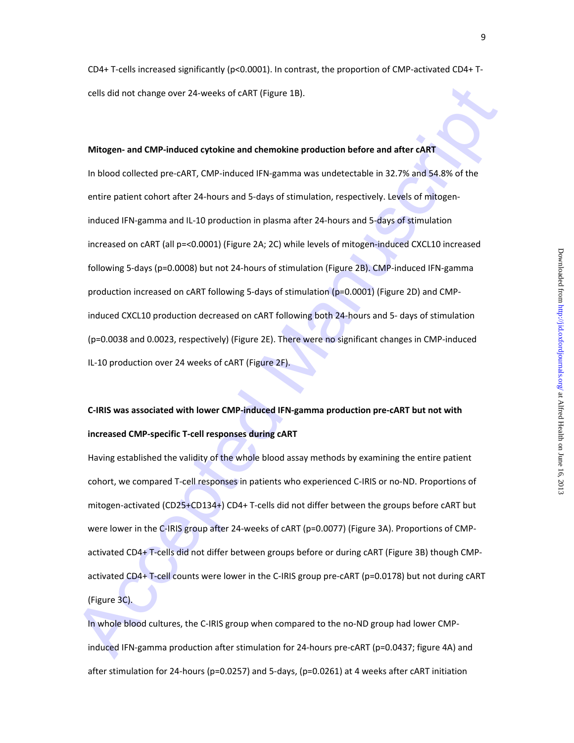CD4+ T-cells increased significantly (p<0.0001). In contrast, the proportion of CMP-activated CD4+ T-cells did not change over 24-weeks of cART (Figure 1B).

**Mitogen- and CMP-induced cytokine and chemokine production before and after cART**

In blood collected pre-cART, CMP-induced IFN-gamma was undetectable in 32.7% and 54.8% of the entire patient cohort after 24-hours and 5-days of stimulation, respectively. Levels of mitogen-induced IFN-gamma and IL-10 production in plasma after 24-hours and 5-days of stimulation increased on cART (all p=<0.0001) (Figure 2A; 2C) while levels of mitogen-induced CXCL10 increased following 5-days (p=0.0008) but not 24-hours of stimulation (Figure 2B). CMP-induced IFN-gamma production increased on cART following 5-days of stimulation (p=0.0001) (Figure 2D) and CMP-induced CXCL10 production decreased on cART following both 24-hours and 5- days of stimulation (p=0.0038 and 0.0023, respectively) (Figure 2E). There were no significant changes in CMP-induced IL-10 production over 24 weeks of cART (Figure 2F).

**C-IRIS was associated with lower CMP-induced IFN-gamma production pre-cART but not with increased CMP-specific T-cell responses during cART**

Having established the validity of the whole blood assay methods by examining the entire patient cohort, we compared T-cell responses in patients who experienced C-IRIS or no-ND. Proportions of mitogen-activated (CD25+CD134+) CD4+ T-cells did not differ between the groups before cART but were lower in the C-IRIS group after 24-weeks of cART (p=0.0077) (Figure 3A). Proportions of CMP-activated CD4+ T-cells did not differ between groups before or during cART (Figure 3B) though CMP-activated CD4+ T-cell counts were lower in the C-IRIS group pre-cART (p=0.0178) but not during cART (Figure 3C).

In whole blood cultures, the C-IRIS group when compared to the no-ND group had lower CMP-induced IFN-gamma production after stimulation for 24-hours pre-cART (p=0.0437; figure 4A) and after stimulation for 24-hours (p=0.0257) and 5-days, (p=0.0261) at 4 weeks after cART initiation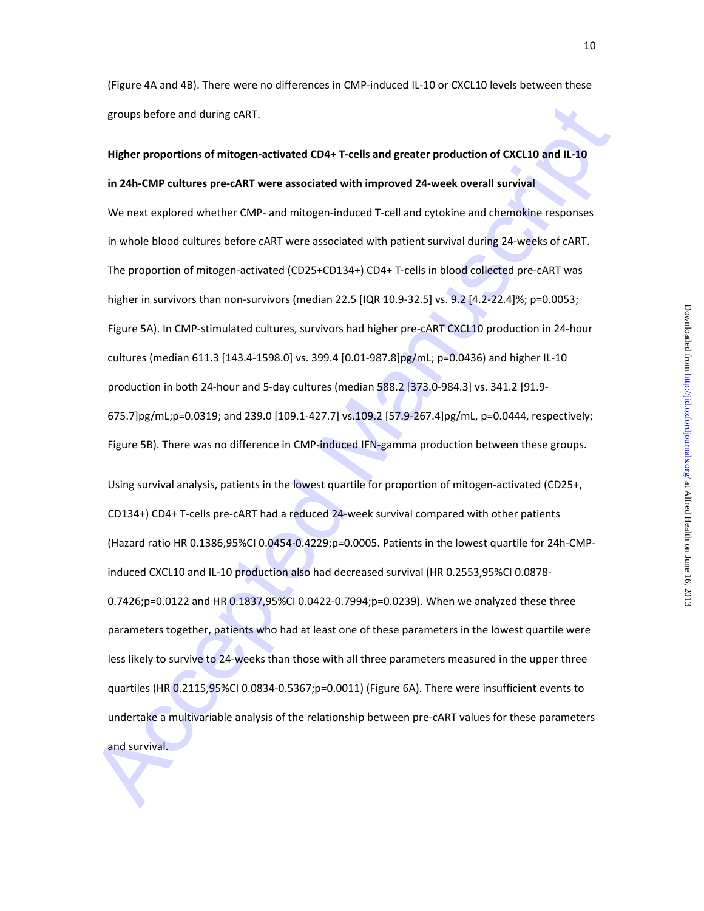(Figure 4A and 4B). There were no differences in CMP-induced IL-10 or CXCL10 levels between these groups before and during cART.

**Higher proportions of mitogen-activated CD4+ T-cells and greater production of CXCL10 and IL-10 in 24h-CMP cultures pre-cART were associated with improved 24-week overall survival**

We next explored whether CMP- and mitogen-induced T-cell and cytokine and chemokine responses in whole blood cultures before cART were associated with patient survival during 24-weeks of cART. The proportion of mitogen-activated (CD25+CD134+) CD4+ T-cells in blood collected pre-cART was higher in survivors than non-survivors (median 22.5 [IQR 10.9-32.5] vs. 9.2 [4.2-22.4]%; p=0.0053; Figure 5A). In CMP-stimulated cultures, survivors had higher pre-cART CXCL10 production in 24-hour cultures (median 611.3 [143.4-1598.0] vs. 399.4 [0.01-987.8]pg/mL; p=0.0436) and higher IL-10 production in both 24-hour and 5-day cultures (median 588.2 [373.0-984.3] vs. 341.2 [91.9-675.7]pg/mL;p=0.0319; and 239.0 [109.1-427.7] vs.109.2 [57.9-267.4]pg/mL, p=0.0444, respectively; Figure 5B). There was no difference in CMP-induced IFN-gamma production between these groups.

Using survival analysis, patients in the lowest quartile for proportion of mitogen-activated (CD25+, CD134+) CD4+ T-cells pre-cART had a reduced 24-week survival compared with other patients (Hazard ratio HR 0.1386,95%CI 0.0454-0.4229;p=0.0005. Patients in the lowest quartile for 24h-CMP-induced CXCL10 and IL-10 production also had decreased survival (HR 0.2553,95%CI 0.0878-0.7426;p=0.0122 and HR 0.1837,95%CI 0.0422-0.7994;p=0.0239). When we analyzed these three parameters together, patients who had at least one of these parameters in the lowest quartile were less likely to survive to 24-weeks than those with all three parameters measured in the upper three quartiles (HR 0.2115,95%CI 0.0834-0.5367;p=0.0011) (Figure 6A). There were insufficient events to undertake a multivariable analysis of the relationship between pre-cART values for these parameters and survival.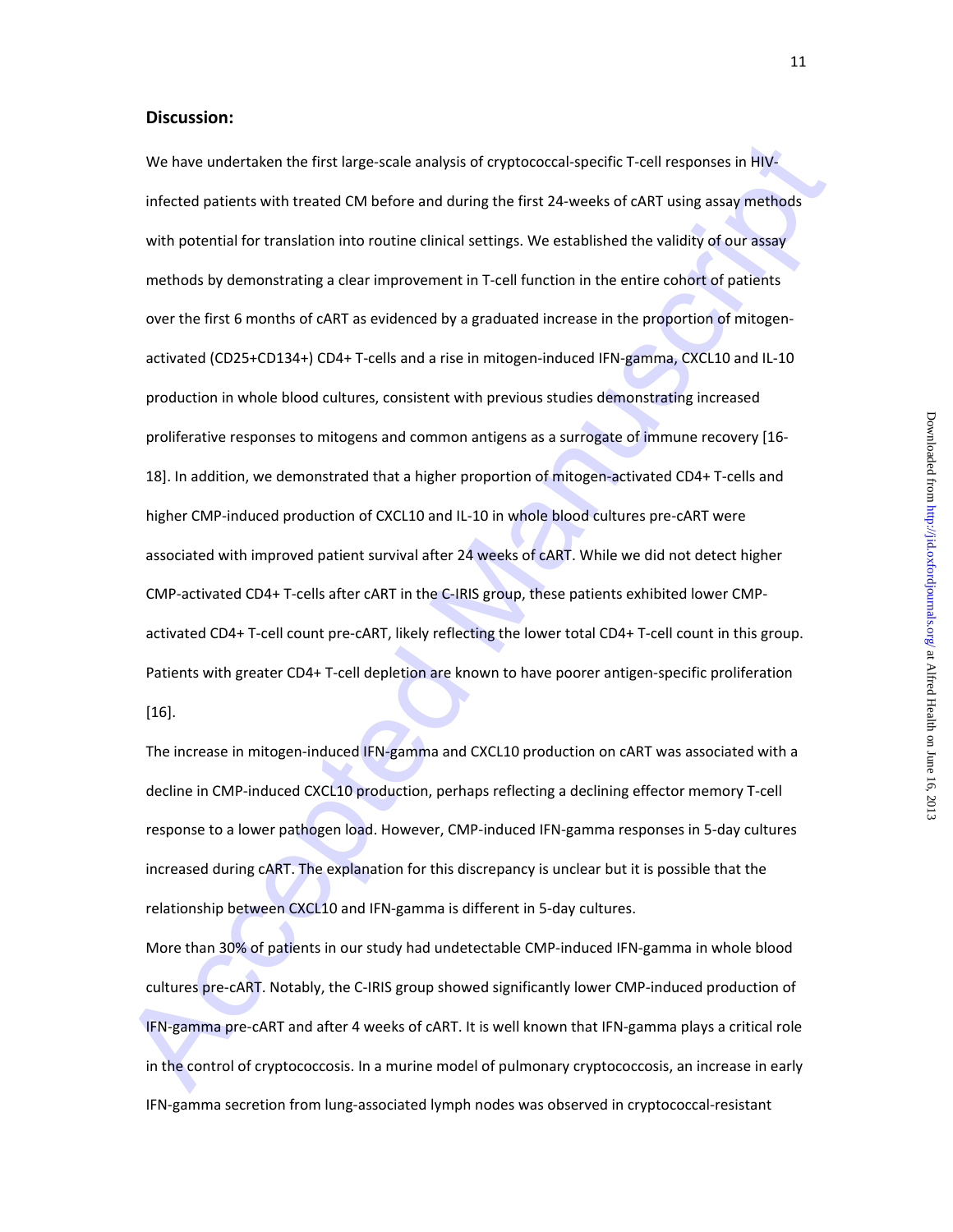## Discussion:

We have undertaken the first large-scale analysis of cryptococcal-specific T-cell responses in HIV-infected patients with treated CM before and during the first 24-weeks of cART using assay methods with potential for translation into routine clinical settings. We established the validity of our assay methods by demonstrating a clear improvement in T-cell function in the entire cohort of patients over the first 6 months of cART as evidenced by a graduated increase in the proportion of mitogen-activated (CD25+CD134+) CD4+ T-cells and a rise in mitogen-induced IFN-gamma, CXCL10 and IL-10 production in whole blood cultures, consistent with previous studies demonstrating increased proliferative responses to mitogens and common antigens as a surrogate of immune recovery [16-18]. In addition, we demonstrated that a higher proportion of mitogen-activated CD4+ T-cells and higher CMP-induced production of CXCL10 and IL-10 in whole blood cultures pre-cART were associated with improved patient survival after 24 weeks of cART. While we did not detect higher CMP-activated CD4+ T-cells after cART in the C-IRIS group, these patients exhibited lower CMP-activated CD4+ T-cell count pre-cART, likely reflecting the lower total CD4+ T-cell count in this group. Patients with greater CD4+ T-cell depletion are known to have poorer antigen-specific proliferation [16].

The increase in mitogen-induced IFN-gamma and CXCL10 production on cART was associated with a decline in CMP-induced CXCL10 production, perhaps reflecting a declining effector memory T-cell response to a lower pathogen load. However, CMP-induced IFN-gamma responses in 5-day cultures increased during cART. The explanation for this discrepancy is unclear but it is possible that the relationship between CXCL10 and IFN-gamma is different in 5-day cultures.

More than 30% of patients in our study had undetectable CMP-induced IFN-gamma in whole blood cultures pre-cART. Notably, the C-IRIS group showed significantly lower CMP-induced production of IFN-gamma pre-cART and after 4 weeks of cART. It is well known that IFN-gamma plays a critical role in the control of cryptococcosis. In a murine model of pulmonary cryptococcosis, an increase in early IFN-gamma secretion from lung-associated lymph nodes was observed in cryptococcal-resistant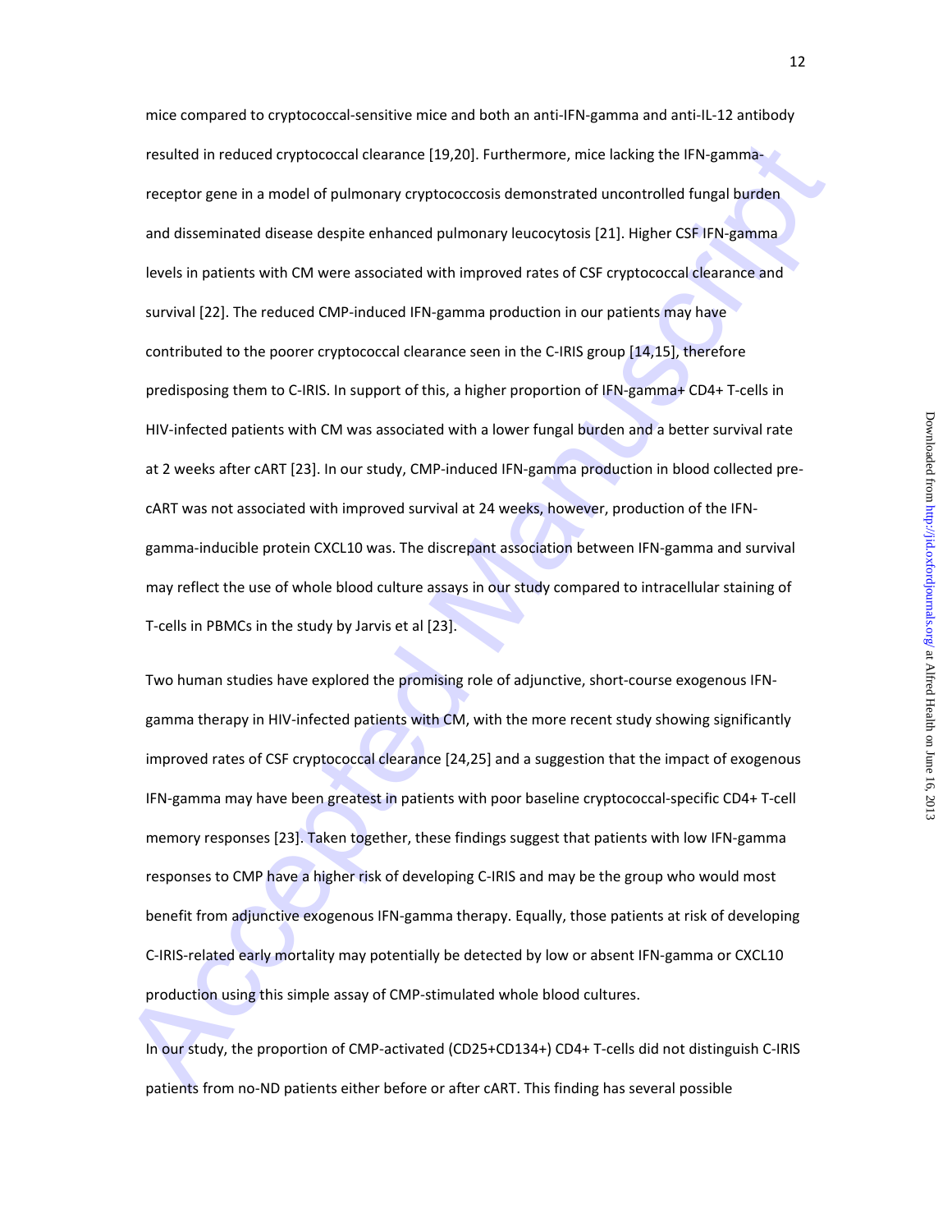mice compared to cryptococcal-sensitive mice and both an anti-IFN-gamma and anti-IL-12 antibody resulted in reduced cryptococcal clearance [19,20]. Furthermore, mice lacking the IFN-gamma-receptor gene in a model of pulmonary cryptococcosis demonstrated uncontrolled fungal burden and disseminated disease despite enhanced pulmonary leucocytosis [21]. Higher CSF IFN-gamma levels in patients with CM were associated with improved rates of CSF cryptococcal clearance and survival [22]. The reduced CMP-induced IFN-gamma production in our patients may have contributed to the poorer cryptococcal clearance seen in the C-IRIS group [14,15], therefore predisposing them to C-IRIS. In support of this, a higher proportion of IFN-gamma+ CD4+ T-cells in HIV-infected patients with CM was associated with a lower fungal burden and a better survival rate at 2 weeks after cART [23]. In our study, CMP-induced IFN-gamma production in blood collected pre-cART was not associated with improved survival at 24 weeks, however, production of the IFN-gamma-inducible protein CXCL10 was. The discrepant association between IFN-gamma and survival may reflect the use of whole blood culture assays in our study compared to intracellular staining of T-cells in PBMCs in the study by Jarvis et al [23].

Two human studies have explored the promising role of adjunctive, short-course exogenous IFN-gamma therapy in HIV-infected patients with CM, with the more recent study showing significantly improved rates of CSF cryptococcal clearance [24,25] and a suggestion that the impact of exogenous IFN-gamma may have been greatest in patients with poor baseline cryptococcal-specific CD4+ T-cell memory responses [23]. Taken together, these findings suggest that patients with low IFN-gamma responses to CMP have a higher risk of developing C-IRIS and may be the group who would most benefit from adjunctive exogenous IFN-gamma therapy. Equally, those patients at risk of developing C-IRIS-related early mortality may potentially be detected by low or absent IFN-gamma or CXCL10 production using this simple assay of CMP-stimulated whole blood cultures.

In our study, the proportion of CMP-activated (CD25+CD134+) CD4+ T-cells did not distinguish C-IRIS patients from no-ND patients either before or after cART. This finding has several possible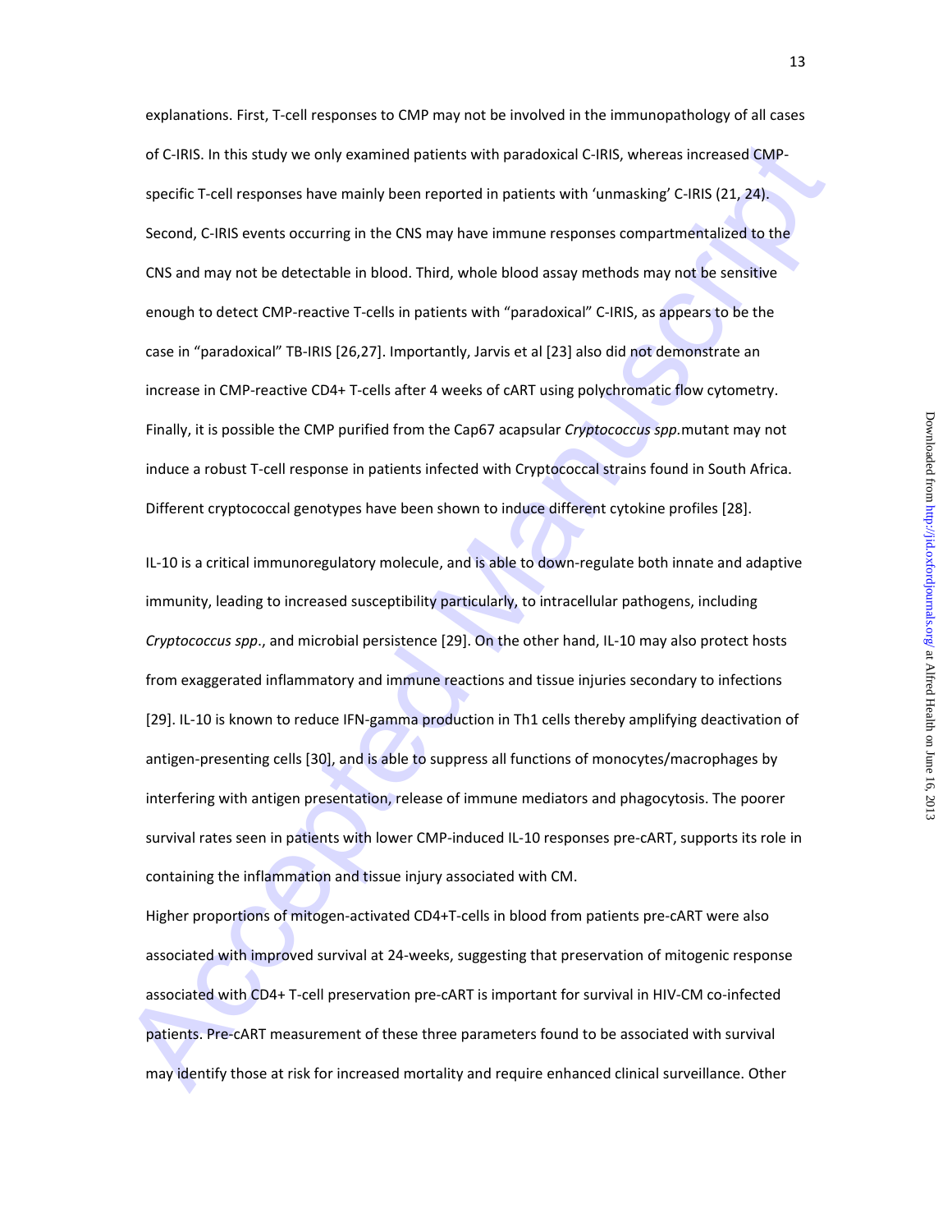explanations. First, T-cell responses to CMP may not be involved in the immunopathology of all cases of C-IRIS. In this study we only examined patients with paradoxical C-IRIS, whereas increased CMP-specific T-cell responses have mainly been reported in patients with 'unmasking' C-IRIS (21, 24). Second, C-IRIS events occurring in the CNS may have immune responses compartmentalized to the CNS and may not be detectable in blood. Third, whole blood assay methods may not be sensitive enough to detect CMP-reactive T-cells in patients with "paradoxical" C-IRIS, as appears to be the case in "paradoxical" TB-IRIS [26,27]. Importantly, Jarvis et al [23] also did not demonstrate an increase in CMP-reactive CD4+ T-cells after 4 weeks of cART using polychromatic flow cytometry. Finally, it is possible the CMP purified from the Cap67 acapsular *Cryptococcus spp.*mutant may not induce a robust T-cell response in patients infected with Cryptococcal strains found in South Africa. Different cryptococcal genotypes have been shown to induce different cytokine profiles [28].

IL-10 is a critical immunoregulatory molecule, and is able to down-regulate both innate and adaptive immunity, leading to increased susceptibility particularly, to intracellular pathogens, including *Cryptococcus spp*., and microbial persistence [29]. On the other hand, IL-10 may also protect hosts from exaggerated inflammatory and immune reactions and tissue injuries secondary to infections [29]. IL-10 is known to reduce IFN-gamma production in Th1 cells thereby amplifying deactivation of antigen-presenting cells [30], and is able to suppress all functions of monocytes/macrophages by interfering with antigen presentation, release of immune mediators and phagocytosis. The poorer survival rates seen in patients with lower CMP-induced IL-10 responses pre-cART, supports its role in containing the inflammation and tissue injury associated with CM.

Higher proportions of mitogen-activated CD4+T-cells in blood from patients pre-cART were also associated with improved survival at 24-weeks, suggesting that preservation of mitogenic response associated with CD4+ T-cell preservation pre-cART is important for survival in HIV-CM co-infected patients. Pre-cART measurement of these three parameters found to be associated with survival may identify those at risk for increased mortality and require enhanced clinical surveillance. Other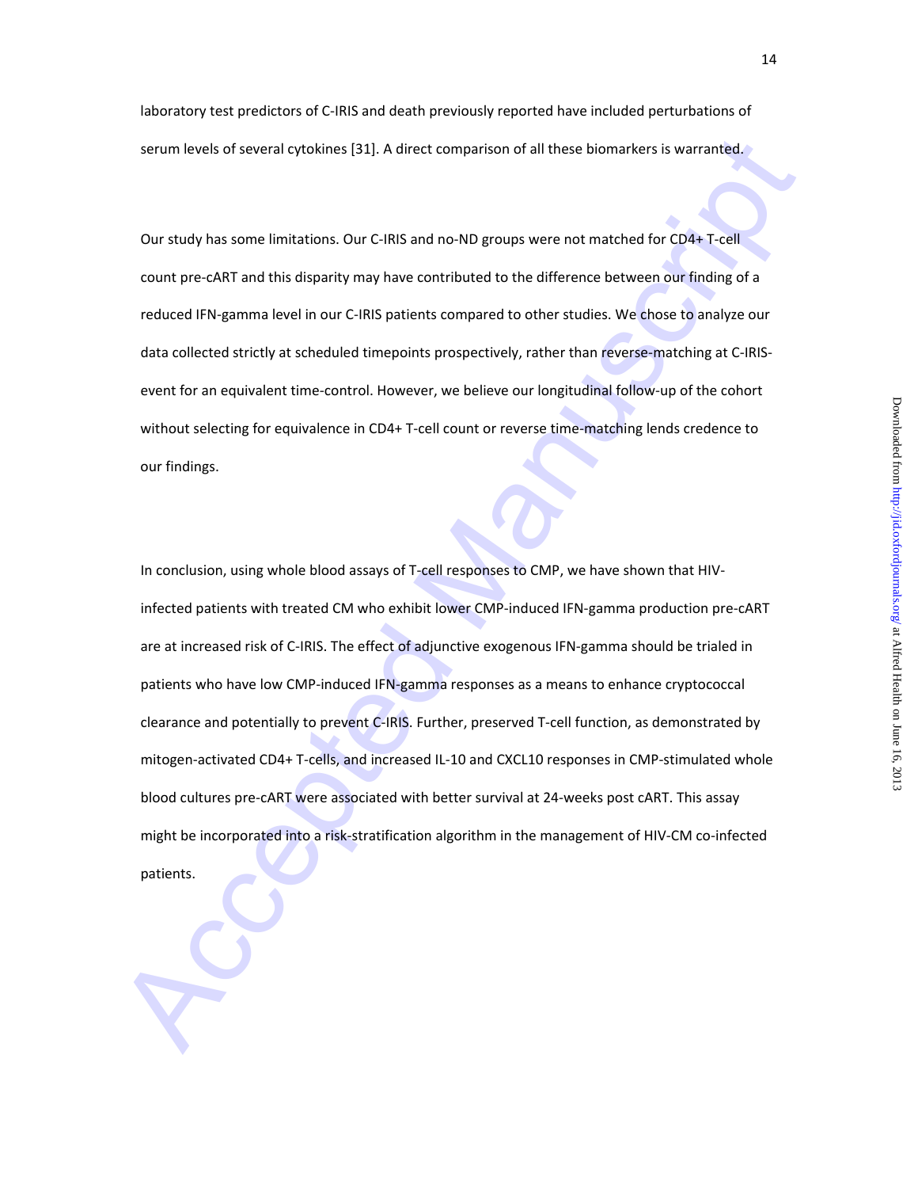laboratory test predictors of C-IRIS and death previously reported have included perturbations of serum levels of several cytokines [31]. A direct comparison of all these biomarkers is warranted.

Our study has some limitations. Our C-IRIS and no-ND groups were not matched for CD4+ T-cell count pre-cART and this disparity may have contributed to the difference between our finding of a reduced IFN-gamma level in our C-IRIS patients compared to other studies. We chose to analyze our data collected strictly at scheduled timepoints prospectively, rather than reverse-matching at C-IRIS-event for an equivalent time-control. However, we believe our longitudinal follow-up of the cohort without selecting for equivalence in CD4+ T-cell count or reverse time-matching lends credence to our findings.

In conclusion, using whole blood assays of T-cell responses to CMP, we have shown that HIV-infected patients with treated CM who exhibit lower CMP-induced IFN-gamma production pre-cART are at increased risk of C-IRIS. The effect of adjunctive exogenous IFN-gamma should be trialed in patients who have low CMP-induced IFN-gamma responses as a means to enhance cryptococcal clearance and potentially to prevent C-IRIS. Further, preserved T-cell function, as demonstrated by mitogen-activated CD4+ T-cells, and increased IL-10 and CXCL10 responses in CMP-stimulated whole blood cultures pre-cART were associated with better survival at 24-weeks post cART. This assay might be incorporated into a risk-stratification algorithm in the management of HIV-CM co-infected patients.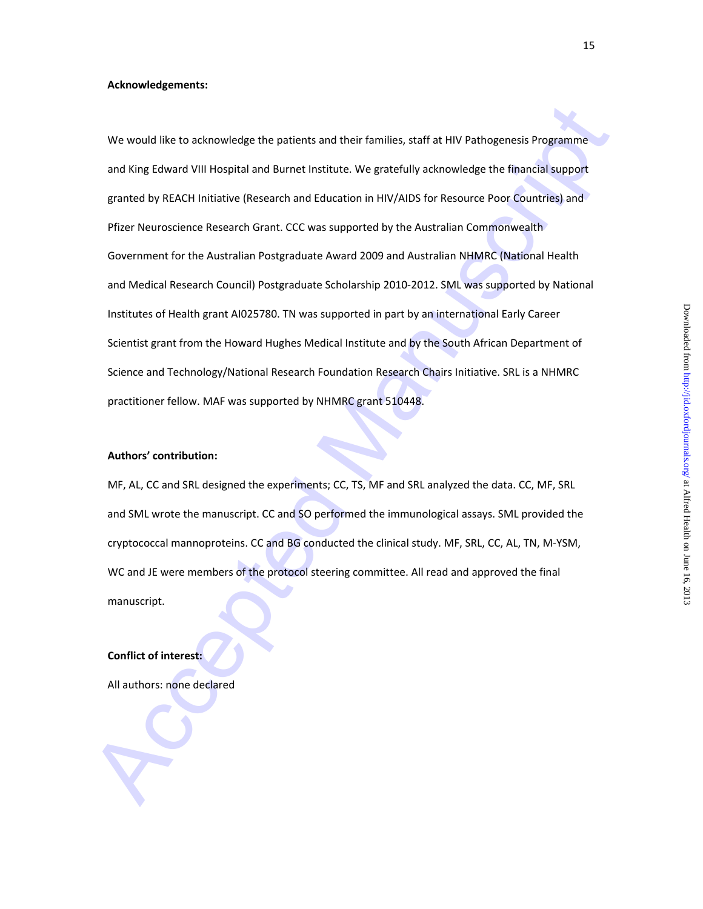**Acknowledgements:**

We would like to acknowledge the patients and their families, staff at HIV Pathogenesis Programme and King Edward VIII Hospital and Burnet Institute. We gratefully acknowledge the financial support granted by REACH Initiative (Research and Education in HIV/AIDS for Resource Poor Countries) and Pfizer Neuroscience Research Grant. CCC was supported by the Australian Commonwealth Government for the Australian Postgraduate Award 2009 and Australian NHMRC (National Health and Medical Research Council) Postgraduate Scholarship 2010-2012. SML was supported by National Institutes of Health grant AI025780. TN was supported in part by an international Early Career Scientist grant from the Howard Hughes Medical Institute and by the South African Department of Science and Technology/National Research Foundation Research Chairs Initiative. SRL is a NHMRC practitioner fellow. MAF was supported by NHMRC grant 510448.

**Authors' contribution:**

MF, AL, CC and SRL designed the experiments; CC, TS, MF and SRL analyzed the data. CC, MF, SRL and SML wrote the manuscript. CC and SO performed the immunological assays. SML provided the cryptococcal mannoproteins. CC and BG conducted the clinical study. MF, SRL, CC, AL, TN, M-YSM, WC and JE were members of the protocol steering committee. All read and approved the final manuscript.

**Conflict of interest:**

All authors: none declared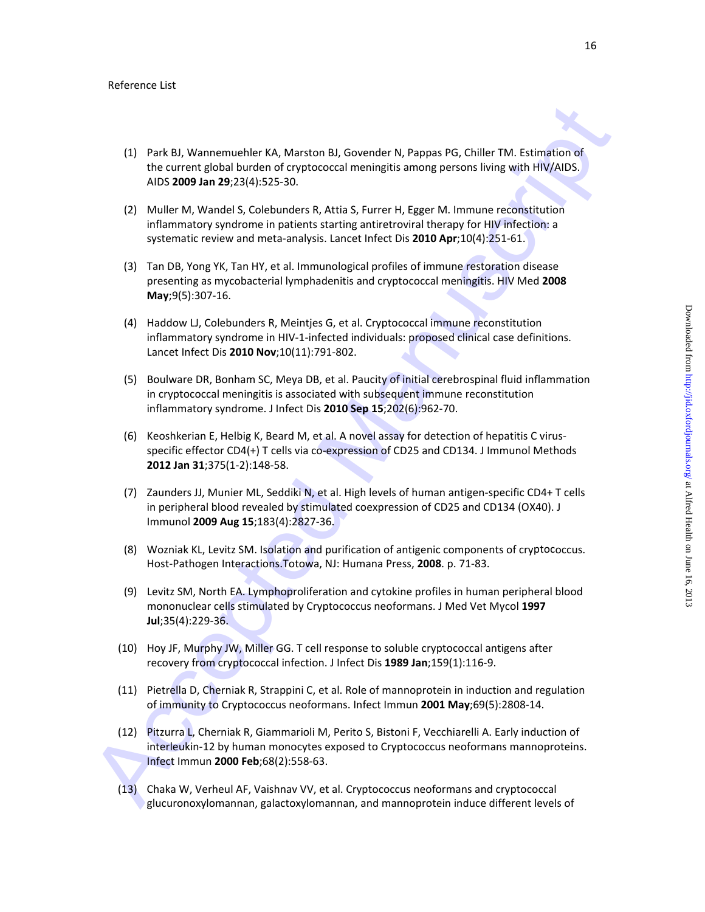Reference List

(1) Park BJ, Wannemuehler KA, Marston BJ, Govender N, Pappas PG, Chiller TM. Estimation of the current global burden of cryptococcal meningitis among persons living with HIV/AIDS. AIDS **2009 Jan 29**;23(4):525-30.

(2) Muller M, Wandel S, Colebunders R, Attia S, Furrer H, Egger M. Immune reconstitution inflammatory syndrome in patients starting antiretroviral therapy for HIV infection: a systematic review and meta-analysis. Lancet Infect Dis **2010 Apr**;10(4):251-61.

(3) Tan DB, Yong YK, Tan HY, et al. Immunological profiles of immune restoration disease presenting as mycobacterial lymphadenitis and cryptococcal meningitis. HIV Med **2008 May**;9(5):307-16.

(4) Haddow LJ, Colebunders R, Meintjes G, et al. Cryptococcal immune reconstitution inflammatory syndrome in HIV-1-infected individuals: proposed clinical case definitions. Lancet Infect Dis **2010 Nov**;10(11):791-802.

(5) Boulware DR, Bonham SC, Meya DB, et al. Paucity of initial cerebrospinal fluid inflammation in cryptococcal meningitis is associated with subsequent immune reconstitution inflammatory syndrome. J Infect Dis **2010 Sep 15**;202(6):962-70.

(6) Keoshkerian E, Helbig K, Beard M, et al. A novel assay for detection of hepatitis C virus-specific effector CD4(+) T cells via co-expression of CD25 and CD134. J Immunol Methods **2012 Jan 31**;375(1-2):148-58.

(7) Zaunders JJ, Munier ML, Seddiki N, et al. High levels of human antigen-specific CD4+ T cells in peripheral blood revealed by stimulated coexpression of CD25 and CD134 (OX40). J Immunol **2009 Aug 15**;183(4):2827-36.

(8) Wozniak KL, Levitz SM. Isolation and purification of antigenic components of cryptococcus. Host-Pathogen Interactions.Totowa, NJ: Humana Press, **2008**. p. 71-83.

(9) Levitz SM, North EA. Lymphoproliferation and cytokine profiles in human peripheral blood mononuclear cells stimulated by Cryptococcus neoformans. J Med Vet Mycol **1997 Jul**;35(4):229-36.

(10) Hoy JF, Murphy JW, Miller GG. T cell response to soluble cryptococcal antigens after recovery from cryptococcal infection. J Infect Dis **1989 Jan**;159(1):116-9.

(11) Pietrella D, Cherniak R, Strappini C, et al. Role of mannoprotein in induction and regulation of immunity to Cryptococcus neoformans. Infect Immun **2001 May**;69(5):2808-14.

(12) Pitzurra L, Cherniak R, Giammarioli M, Perito S, Bistoni F, Vecchiarelli A. Early induction of interleukin-12 by human monocytes exposed to Cryptococcus neoformans mannoproteins. Infect Immun **2000 Feb**;68(2):558-63.

(13) Chaka W, Verheul AF, Vaishnav VV, et al. Cryptococcus neoformans and cryptococcal glucuronoxylomannan, galactoxylomannan, and mannoprotein induce different levels of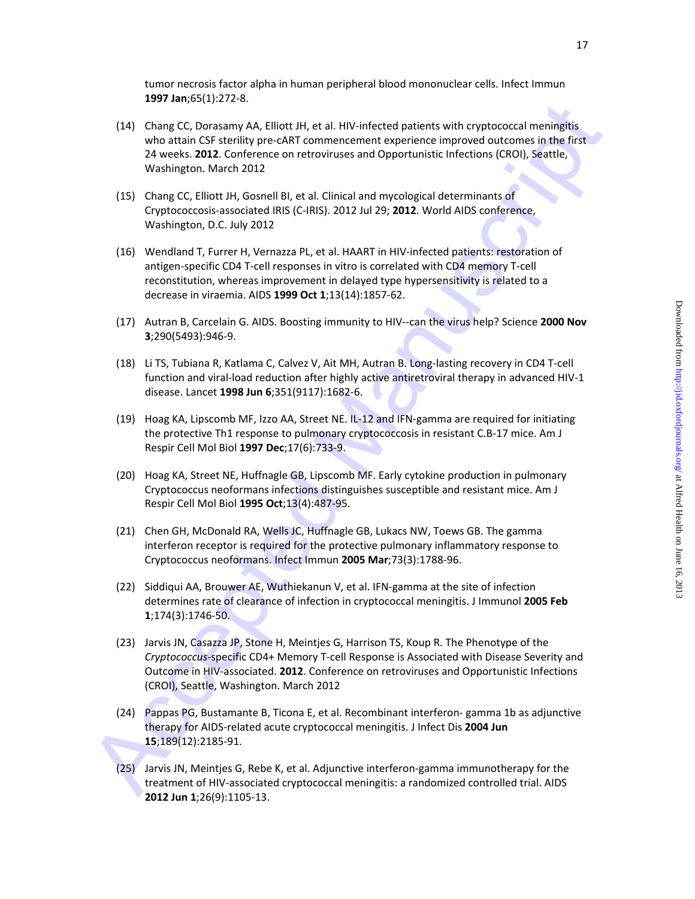tumor necrosis factor alpha in human peripheral blood mononuclear cells. Infect Immun **1997 Jan**;65(1):272-8.

(14) Chang CC, Dorasamy AA, Elliott JH, et al. HIV-infected patients with cryptococcal meningitis who attain CSF sterility pre-cART commencement experience improved outcomes in the first 24 weeks. **2012**. Conference on retroviruses and Opportunistic Infections (CROI), Seattle, Washington. March 2012

(15) Chang CC, Elliott JH, Gosnell BI, et al. Clinical and mycological determinants of Cryptococcosis-associated IRIS (C-IRIS). 2012 Jul 29; **2012**. World AIDS conference, Washington, D.C. July 2012

(16) Wendland T, Furrer H, Vernazza PL, et al. HAART in HIV-infected patients: restoration of antigen-specific CD4 T-cell responses in vitro is correlated with CD4 memory T-cell reconstitution, whereas improvement in delayed type hypersensitivity is related to a decrease in viraemia. AIDS **1999 Oct 1**;13(14):1857-62.

(17) Autran B, Carcelain G. AIDS. Boosting immunity to HIV--can the virus help? Science **2000 Nov 3**;290(5493):946-9.

(18) Li TS, Tubiana R, Katlama C, Calvez V, Ait MH, Autran B. Long-lasting recovery in CD4 T-cell function and viral-load reduction after highly active antiretroviral therapy in advanced HIV-1 disease. Lancet **1998 Jun 6**;351(9117):1682-6.

(19) Hoag KA, Lipscomb MF, Izzo AA, Street NE. IL-12 and IFN-gamma are required for initiating the protective Th1 response to pulmonary cryptococcosis in resistant C.B-17 mice. Am J Respir Cell Mol Biol **1997 Dec**;17(6):733-9.

(20) Hoag KA, Street NE, Huffnagle GB, Lipscomb MF. Early cytokine production in pulmonary Cryptococcus neoformans infections distinguishes susceptible and resistant mice. Am J Respir Cell Mol Biol **1995 Oct**;13(4):487-95.

(21) Chen GH, McDonald RA, Wells JC, Huffnagle GB, Lukacs NW, Toews GB. The gamma interferon receptor is required for the protective pulmonary inflammatory response to Cryptococcus neoformans. Infect Immun **2005 Mar**;73(3):1788-96.

(22) Siddiqui AA, Brouwer AE, Wuthiekanun V, et al. IFN-gamma at the site of infection determines rate of clearance of infection in cryptococcal meningitis. J Immunol **2005 Feb 1**;174(3):1746-50.

(23) Jarvis JN, Casazza JP, Stone H, Meintjes G, Harrison TS, Koup R. The Phenotype of the *Cryptococcus*-specific CD4+ Memory T-cell Response is Associated with Disease Severity and Outcome in HIV-associated. **2012**. Conference on retroviruses and Opportunistic Infections (CROI), Seattle, Washington. March 2012

(24) Pappas PG, Bustamante B, Ticona E, et al. Recombinant interferon- gamma 1b as adjunctive therapy for AIDS-related acute cryptococcal meningitis. J Infect Dis **2004 Jun 15**;189(12):2185-91.

(25) Jarvis JN, Meintjes G, Rebe K, et al. Adjunctive interferon-gamma immunotherapy for the treatment of HIV-associated cryptococcal meningitis: a randomized controlled trial. AIDS **2012 Jun 1**;26(9):1105-13.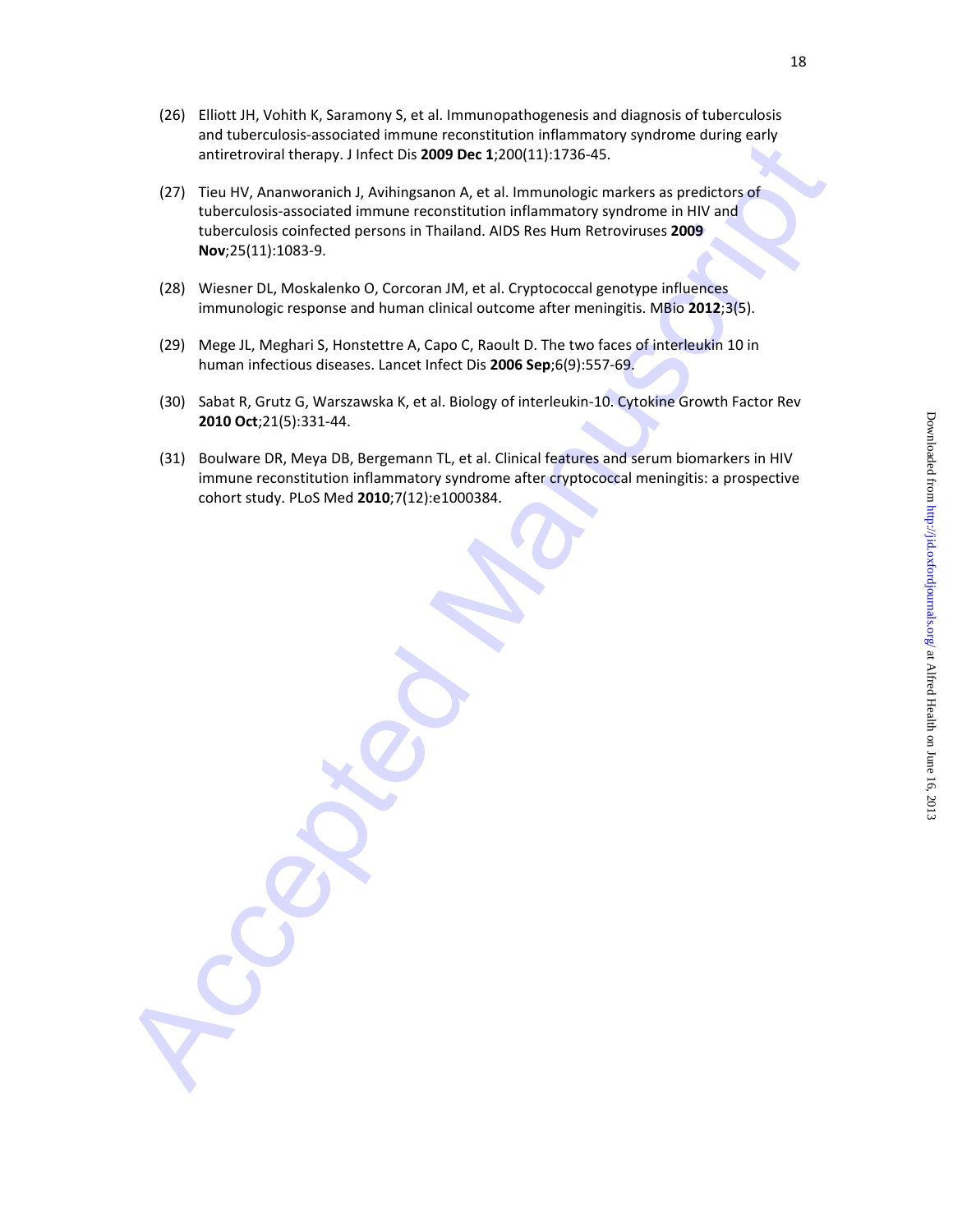(26) Elliott JH, Vohith K, Saramony S, et al. Immunopathogenesis and diagnosis of tuberculosis and tuberculosis-associated immune reconstitution inflammatory syndrome during early antiretroviral therapy. J Infect Dis **2009 Dec 1**;200(11):1736-45.

(27) Tieu HV, Ananworanich J, Avihingsanon A, et al. Immunologic markers as predictors of tuberculosis-associated immune reconstitution inflammatory syndrome in HIV and tuberculosis coinfected persons in Thailand. AIDS Res Hum Retroviruses **2009 Nov**;25(11):1083-9.

(28) Wiesner DL, Moskalenko O, Corcoran JM, et al. Cryptococcal genotype influences immunologic response and human clinical outcome after meningitis. MBio **2012**;3(5).

(29) Mege JL, Meghari S, Honstettre A, Capo C, Raoult D. The two faces of interleukin 10 in human infectious diseases. Lancet Infect Dis **2006 Sep**;6(9):557-69.

(30) Sabat R, Grutz G, Warszawska K, et al. Biology of interleukin-10. Cytokine Growth Factor Rev **2010 Oct**;21(5):331-44.

(31) Boulware DR, Meya DB, Bergemann TL, et al. Clinical features and serum biomarkers in HIV immune reconstitution inflammatory syndrome after cryptococcal meningitis: a prospective cohort study. PLoS Med **2010**;7(12):e1000384.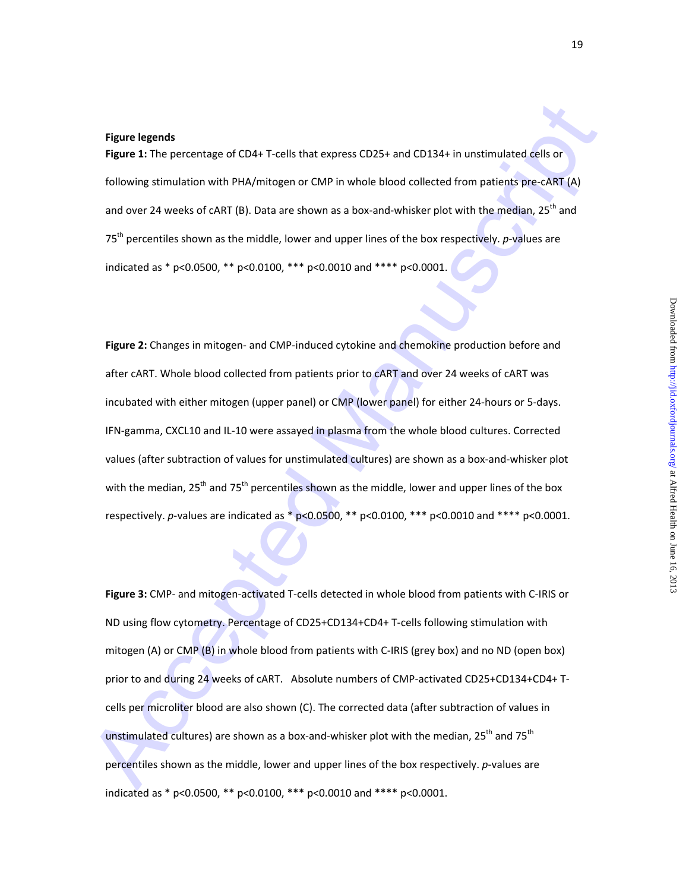**Figure legends**

**Figure 1:** The percentage of CD4+ T-cells that express CD25+ and CD134+ in unstimulated cells or following stimulation with PHA/mitogen or CMP in whole blood collected from patients pre-cART (A) and over 24 weeks of cART (B). Data are shown as a box-and-whisker plot with the median, 25th and 75th percentiles shown as the middle, lower and upper lines of the box respectively. *p*-values are indicated as * p<0.0500, ** p<0.0100, *** p<0.0010 and **** p<0.0001.

**Figure 2:** Changes in mitogen- and CMP-induced cytokine and chemokine production before and after cART. Whole blood collected from patients prior to cART and over 24 weeks of cART was incubated with either mitogen (upper panel) or CMP (lower panel) for either 24-hours or 5-days. IFN-gamma, CXCL10 and IL-10 were assayed in plasma from the whole blood cultures. Corrected values (after subtraction of values for unstimulated cultures) are shown as a box-and-whisker plot with the median, 25th and 75th percentiles shown as the middle, lower and upper lines of the box respectively. *p*-values are indicated as * p<0.0500, ** p<0.0100, *** p<0.0010 and **** p<0.0001.

**Figure 3:** CMP- and mitogen-activated T-cells detected in whole blood from patients with C-IRIS or ND using flow cytometry. Percentage of CD25+CD134+CD4+ T-cells following stimulation with mitogen (A) or CMP (B) in whole blood from patients with C-IRIS (grey box) and no ND (open box) prior to and during 24 weeks of cART. Absolute numbers of CMP-activated CD25+CD134+CD4+ T-cells per microliter blood are also shown (C). The corrected data (after subtraction of values in unstimulated cultures) are shown as a box-and-whisker plot with the median, 25th and 75th percentiles shown as the middle, lower and upper lines of the box respectively. *p*-values are indicated as * p<0.0500, ** p<0.0100, *** p<0.0010 and **** p<0.0001.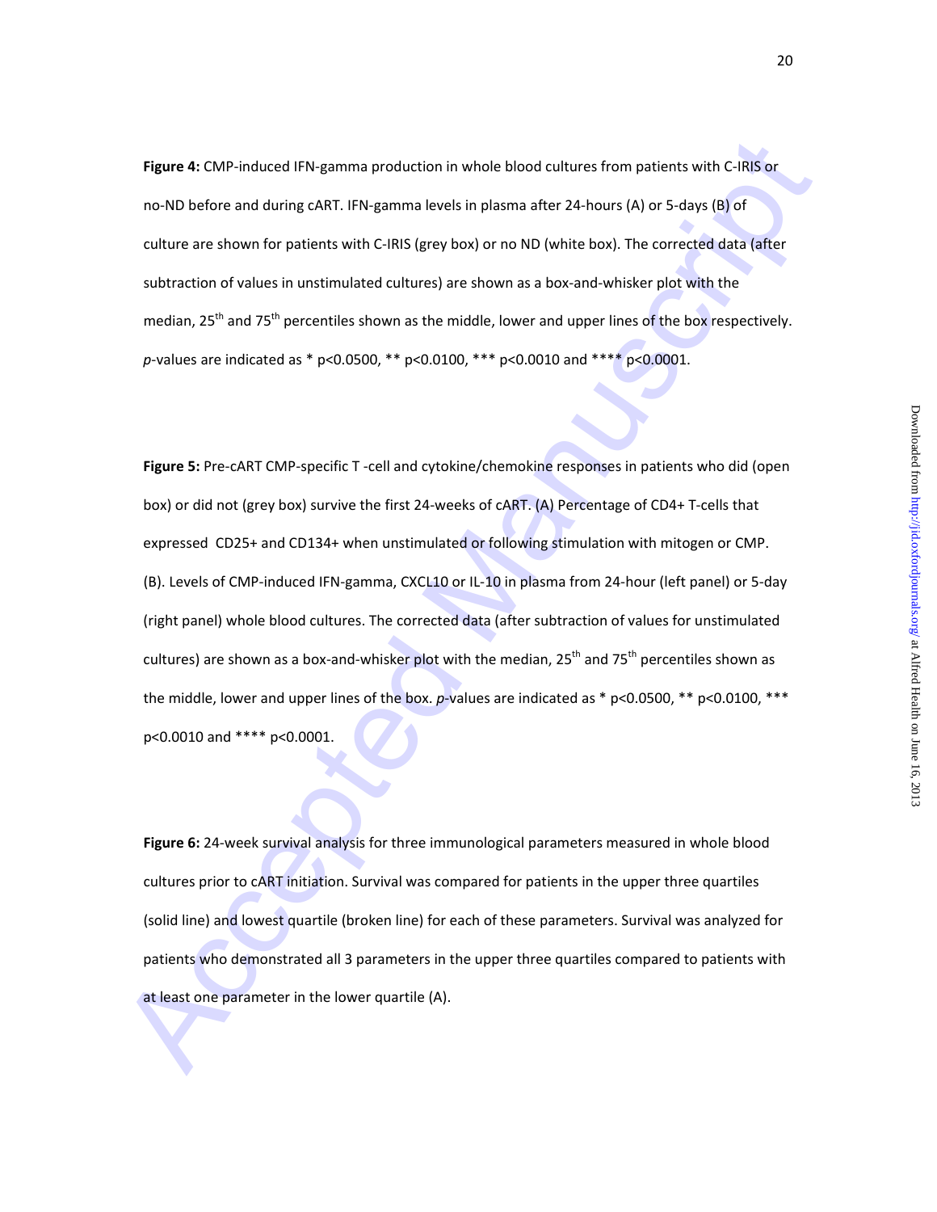**Figure 4:** CMP-induced IFN-gamma production in whole blood cultures from patients with C-IRIS or no-ND before and during cART. IFN-gamma levels in plasma after 24-hours (A) or 5-days (B) of culture are shown for patients with C-IRIS (grey box) or no ND (white box). The corrected data (after subtraction of values in unstimulated cultures) are shown as a box-and-whisker plot with the median, 25th and 75th percentiles shown as the middle, lower and upper lines of the box respectively. *p*-values are indicated as * p<0.0500, ** p<0.0100, *** p<0.0010 and **** p<0.0001.

**Figure 5:** Pre-cART CMP-specific T -cell and cytokine/chemokine responses in patients who did (open box) or did not (grey box) survive the first 24-weeks of cART. (A) Percentage of CD4+ T-cells that expressed CD25+ and CD134+ when unstimulated or following stimulation with mitogen or CMP. (B). Levels of CMP-induced IFN-gamma, CXCL10 or IL-10 in plasma from 24-hour (left panel) or 5-day (right panel) whole blood cultures. The corrected data (after subtraction of values for unstimulated cultures) are shown as a box-and-whisker plot with the median, 25th and 75th percentiles shown as the middle, lower and upper lines of the box. *p*-values are indicated as * p<0.0500, ** p<0.0100, *** p<0.0010 and **** p<0.0001.

**Figure 6:** 24-week survival analysis for three immunological parameters measured in whole blood cultures prior to cART initiation. Survival was compared for patients in the upper three quartiles (solid line) and lowest quartile (broken line) for each of these parameters. Survival was analyzed for patients who demonstrated all 3 parameters in the upper three quartiles compared to patients with at least one parameter in the lower quartile (A).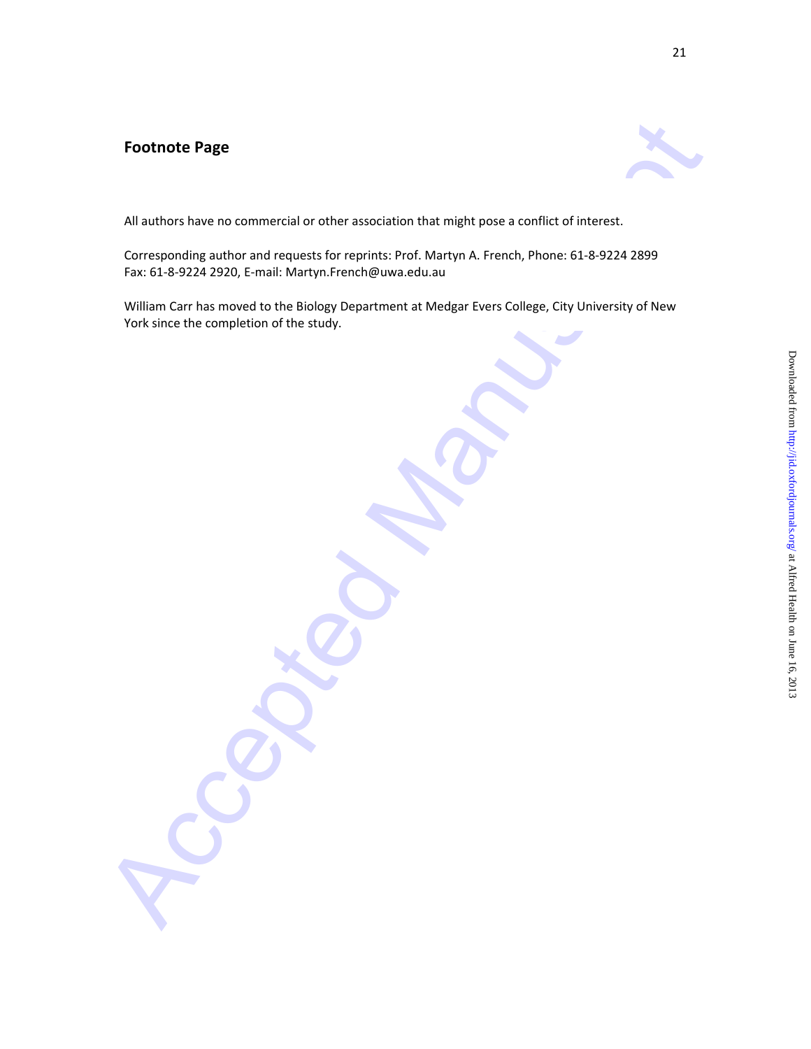## Footnote Page

All authors have no commercial or other association that might pose a conflict of interest.

Corresponding author and requests for reprints: Prof. Martyn A. French, Phone: 61-8-9224 2899
Fax: 61-8-9224 2920, E-mail: Martyn.French@uwa.edu.au

William Carr has moved to the Biology Department at Medgar Evers College, City University of New York since the completion of the study.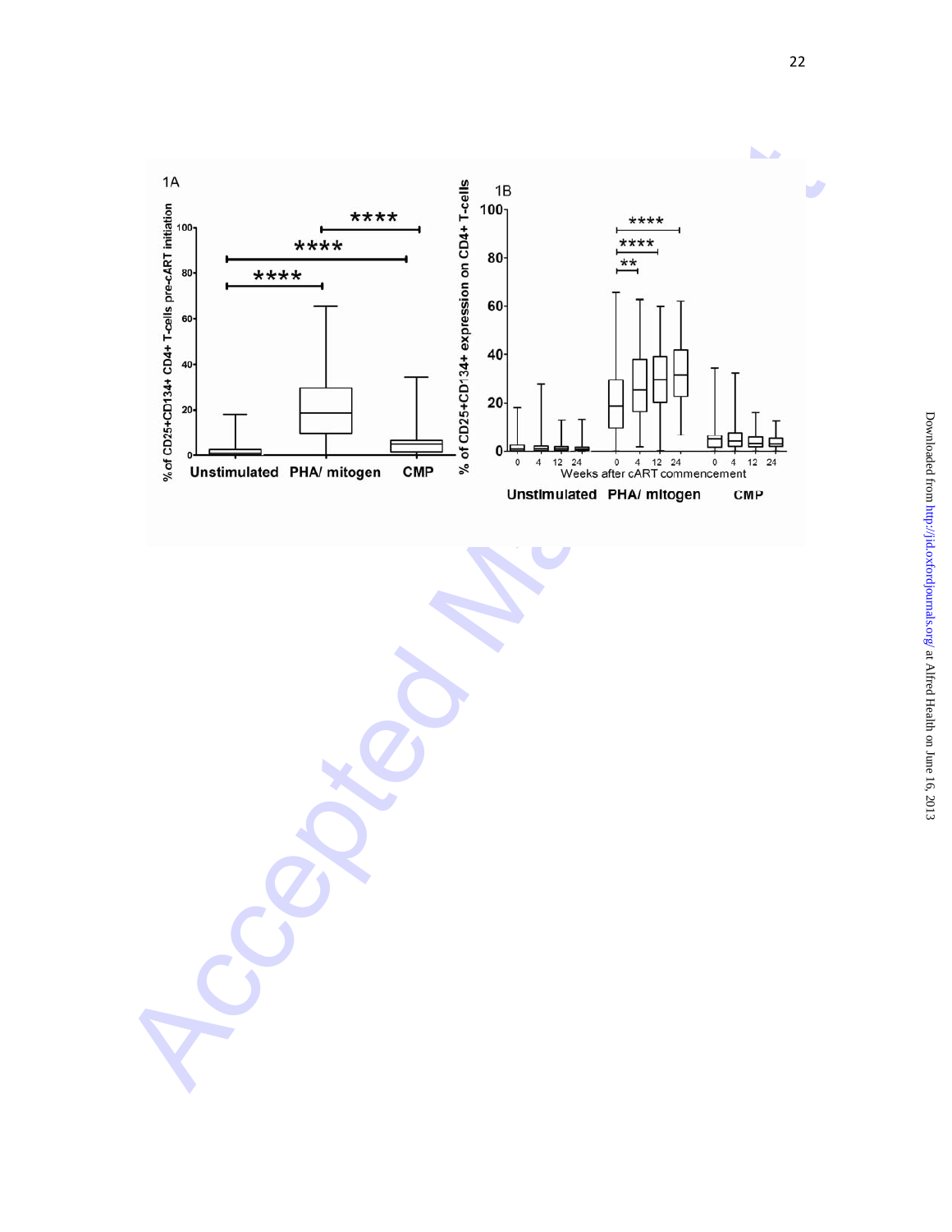1A

% of CD25+CD134+ CD4+ T-cells pre-cART initiation

0, 20, 40, 60, 80, 100

Unstimulated | PHA/ mitogen | CMP

****  ****  ****

1B

% of CD25+CD134+ expression on CD4+ T-cells

0, 20, 40, 60, 80, 100

0 4 12 24 | 0 4 12 24 | 0 4 12 24

Weeks after cART commencement

Unstimulated | PHA/ mitogen | CMP

****  ****  **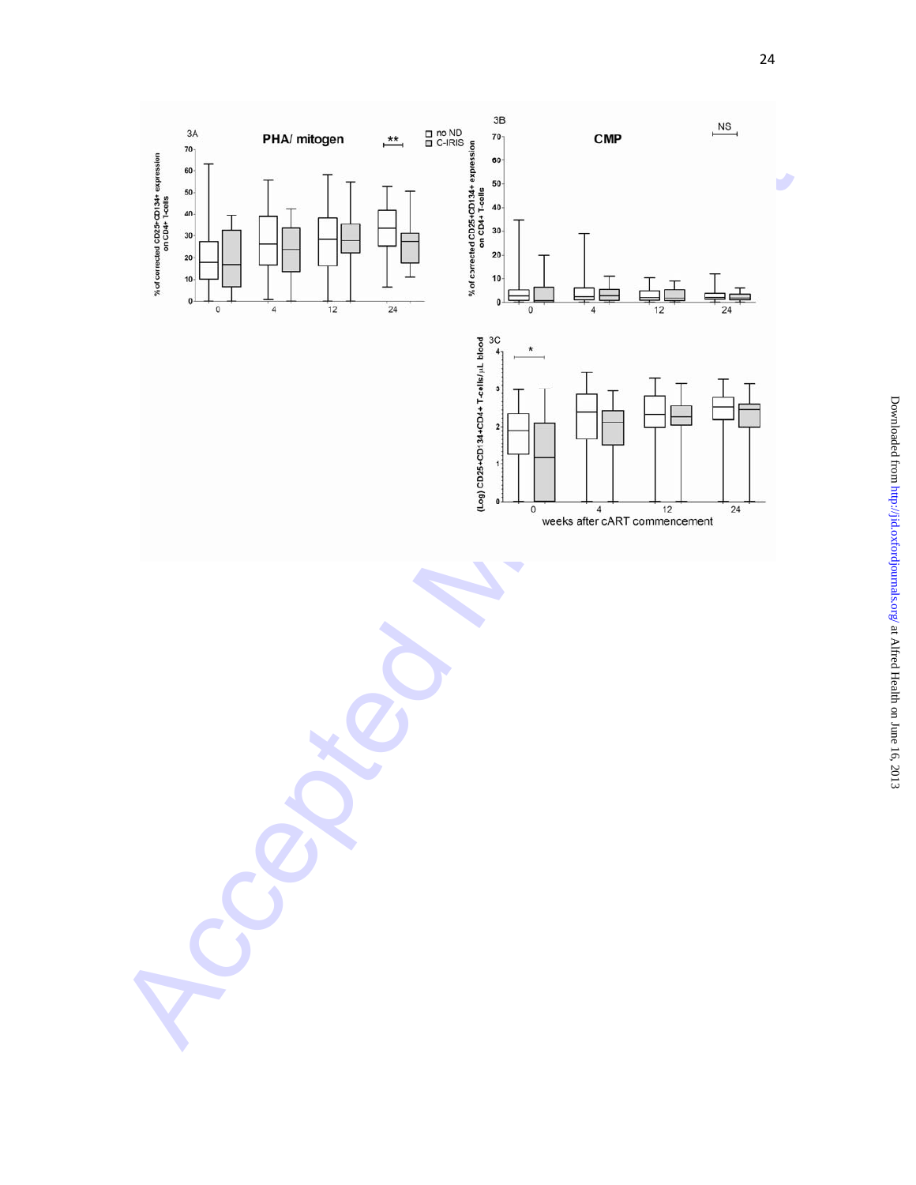3A

**PHA/ mitogen**

**

□ no ND
■ C-IRIS

% of corrected CD25+CD134+ expression on CD4+ T-cells

3B

**CMP**

NS

% of corrected CD25+CD134+ expression on CD4+ T-cells

3C

*

(Log) CD25+CD134+CD4+ T-cells/μL blood

weeks after cART commencement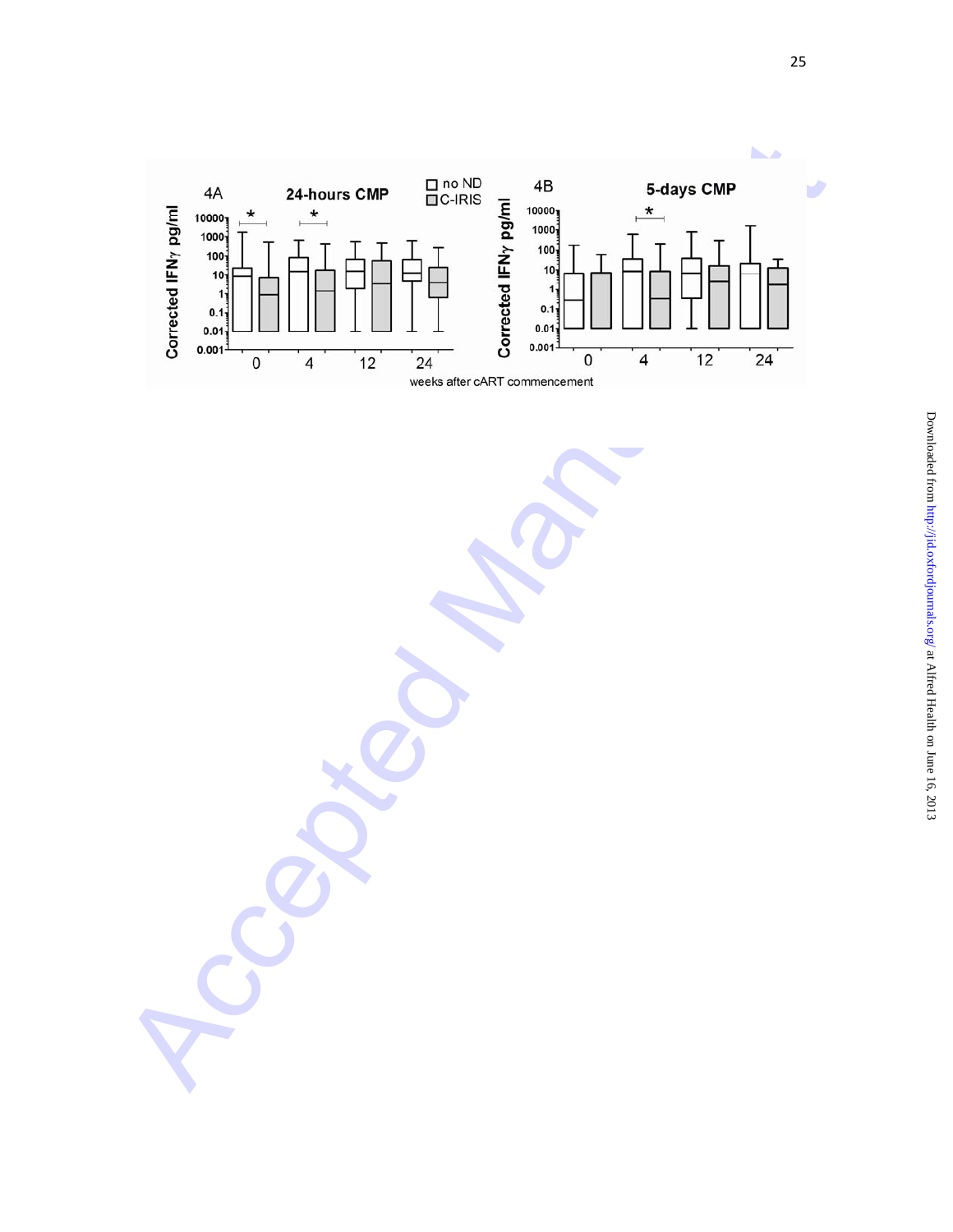4A **24-hours CMP**

4B **5-days CMP**

□ no ND
■ C-IRIS

Corrected IFNγ pg/ml

weeks after cART commencement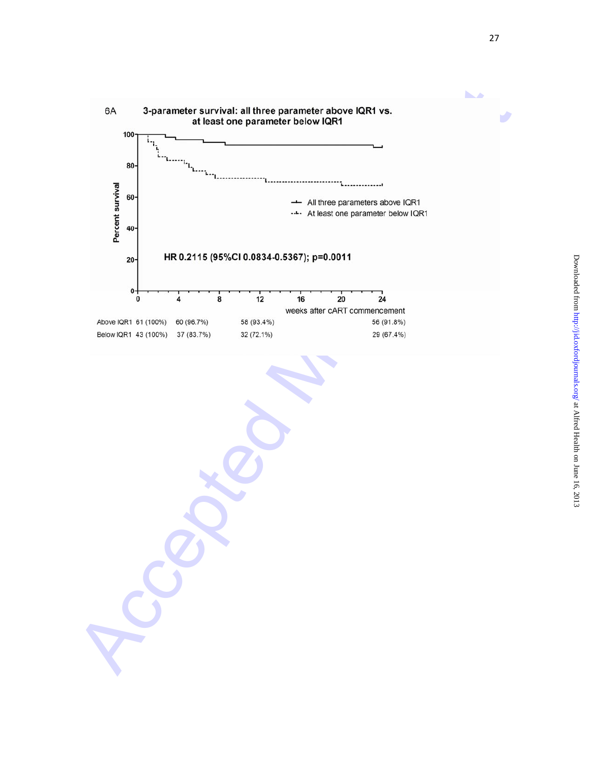6A

3-parameter survival: all three parameter above IQR1 vs. at least one parameter below IQR1

Percent survival

100
80
60
40
20
0

0 4 8 12 16 20 24

weeks after cART commencement

All three parameters above IQR1
At least one parameter below IQR1

HR 0.2115 (95%CI 0.0834-0.5367); p=0.0011

Above IQR1 61 (100%) 60 (96.7%) 58 (93.4%) 56 (91.8%)

Below IQR1 43 (100%) 37 (83.7%) 32 (72.1%) 29 (67.4%)